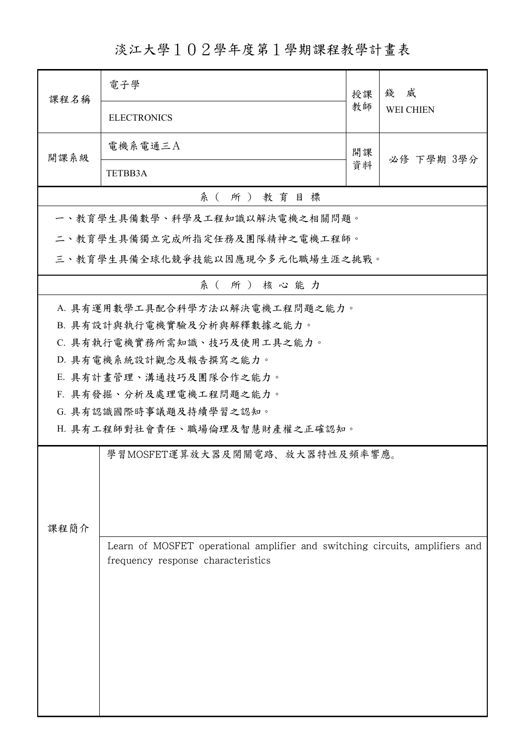# 淡江大學１０２學年度第１學期課程教學計畫表

| 課程名稱 | 電子學 | 授課教師 | 錢　威 |
| --- | --- | --- | --- |
| | ELECTRONICS | | WEI CHIEN |
| 開課系級 | 電機系電通三Ａ | 開課資料 | 必修 下學期 3學分 |
| | TETBB3A | | |

## 系（所）教育目標

一、教育學生具備數學、科學及工程知識以解決電機之相關問題。

二、教育學生具備獨立完成所指定任務及團隊精神之電機工程師。

三、教育學生具備全球化競爭技能以因應現今多元化職場生涯之挑戰。

## 系（所）核心能力

A. 具有運用數學工具配合科學方法以解決電機工程問題之能力。

B. 具有設計與執行電機實驗及分析與解釋數據之能力。

C. 具有執行電機實務所需知識、技巧及使用工具之能力。

D. 具有電機系統設計觀念及報告撰寫之能力。

E. 具有計畫管理、溝通技巧及團隊合作之能力。

F. 具有發掘、分析及處理電機工程問題之能力。

G. 具有認識國際時事議題及持續學習之認知。

H. 具有工程師對社會責任、職場倫理及智慧財產權之正確認知。

| 課程簡介 | |
| --- | --- |
| | 學習MOSFET運算放大器及開關電路、放大器特性及頻率響應。 |
| | Learn of MOSFET operational amplifier and switching circuits, amplifiers and frequency response characteristics |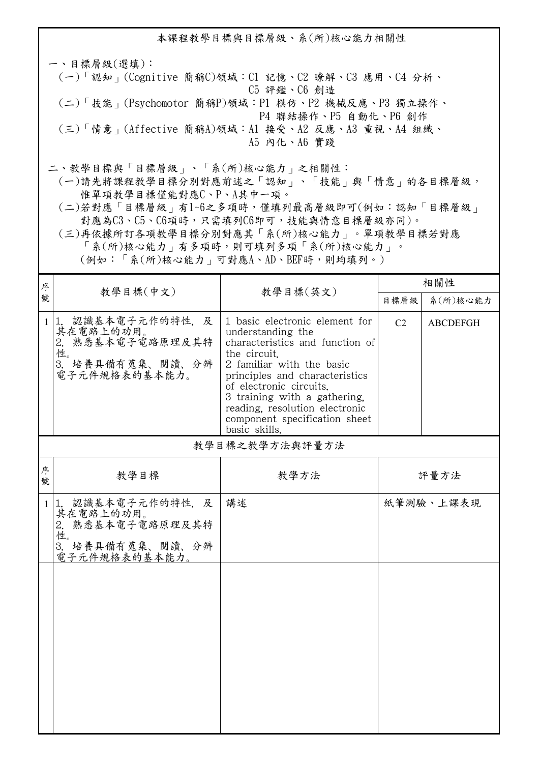## 本課程教學目標與目標層級、系(所)核心能力相關性

一、目標層級(選填)：

(一)「認知」(Cognitive 簡稱C)領域：C1 記憶、C2 瞭解、C3 應用、C4 分析、C5 評鑑、C6 創造

(二)「技能」(Psychomotor 簡稱P)領域：P1 模仿、P2 機械反應、P3 獨立操作、P4 聯結操作、P5 自動化、P6 創作

(三)「情意」(Affective 簡稱A)領域：A1 接受、A2 反應、A3 重視、A4 組織、A5 內化、A6 實踐

二、教學目標與「目標層級」、「系(所)核心能力」之相關性：

(一)請先將課程教學目標分別對應前述之「認知」、「技能」與「情意」的各目標層級，惟單項教學目標僅能對應C、P、A其中一項。

(二)若對應「目標層級」有1~6之多項時，僅填列最高層級即可(例如：認知「目標層級」對應為C3、C5、C6項時，只需填列C6即可，技能與情意目標層級亦同)。

(三)再依據所訂各項教學目標分別對應其「系(所)核心能力」。單項教學目標若對應「系(所)核心能力」有多項時，則可填列多項「系(所)核心能力」。(例如：「系(所)核心能力」可對應A、AD、BEF時，則均填列。)

| 序號 | 教學目標(中文) | 教學目標(英文) | 相關性 | |
|---|---|---|---|---|
| | | | 目標層級 | 系(所)核心能力 |
| 1 | 1. 認識基本電子元作的特性，及其在電路上的功用。<br>2. 熟悉基本電子電路原理及其特性。<br>3. 培養具備有蒐集、閱讀、分辨電子元件規格表的基本能力。 | 1 basic electronic element for understanding the characteristics and function of the circuit.<br>2 familiar with the basic principles and characteristics of electronic circuits.<br>3 training with a gathering, reading, resolution electronic component specification sheet basic skills. | C2 | ABCDEFGH |

### 教學目標之教學方法與評量方法

| 序號 | 教學目標 | 教學方法 | 評量方法 |
|---|---|---|---|
| 1 | 1. 認識基本電子元作的特性，及其在電路上的功用。<br>2. 熟悉基本電子電路原理及其特性。<br>3. 培養具備有蒐集、閱讀、分辨電子元件規格表的基本能力。 | 講述 | 紙筆測驗、上課表現 |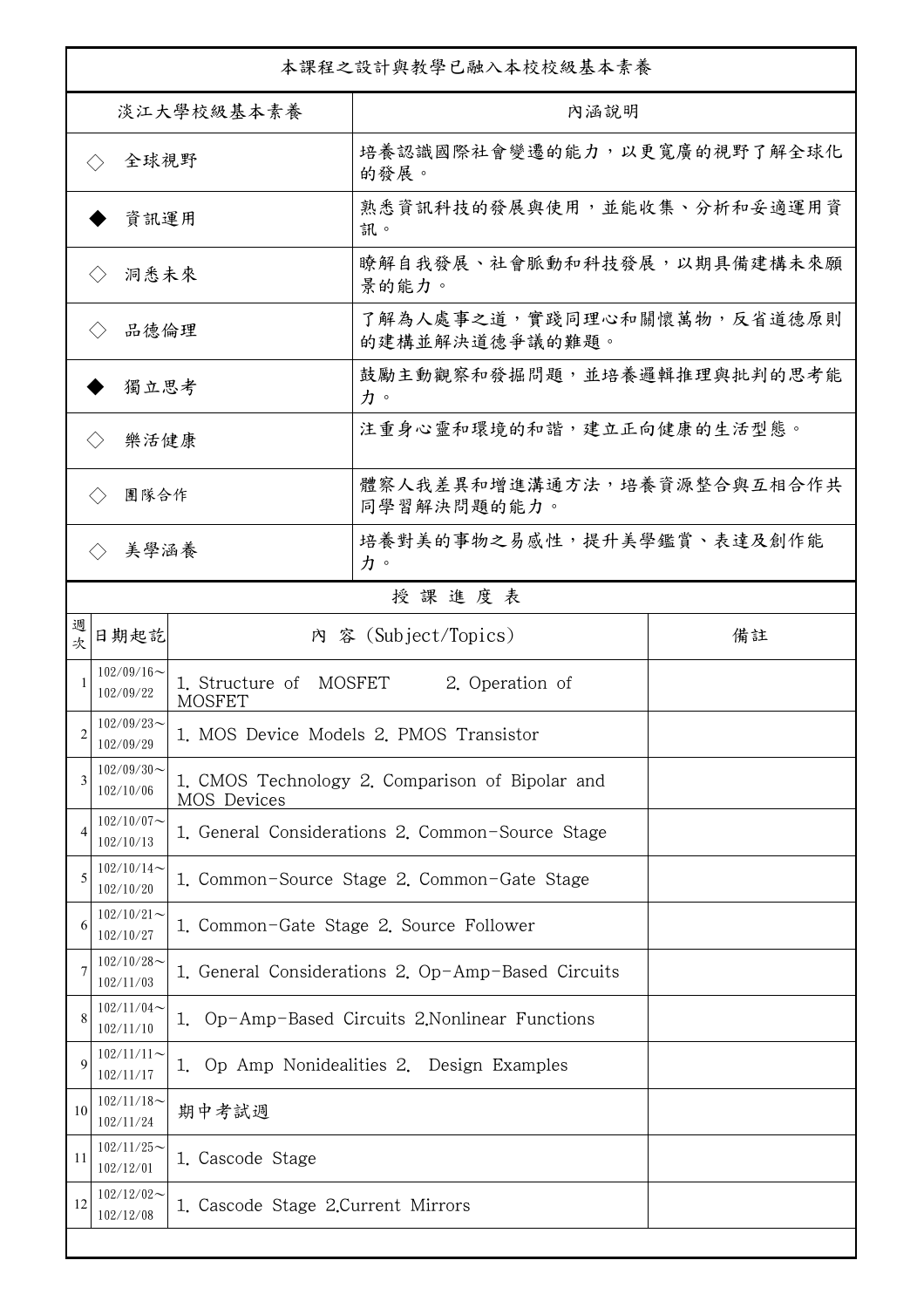| 本課程之設計與教學已融入本校校級基本素養 | |
|---|---|
| 淡江大學校級基本素養 | 內涵說明 |
| ◇ 全球視野 | 培養認識國際社會變遷的能力，以更寬廣的視野了解全球化的發展。 |
| ◆ 資訊運用 | 熟悉資訊科技的發展與使用，並能收集、分析和妥適運用資訊。 |
| ◇ 洞悉未來 | 瞭解自我發展、社會脈動和科技發展，以期具備建構未來願景的能力。 |
| ◇ 品德倫理 | 了解為人處事之道，實踐同理心和關懷萬物，反省道德原則的建構並解決道德爭議的難題。 |
| ◆ 獨立思考 | 鼓勵主動觀察和發掘問題，並培養邏輯推理與批判的思考能力。 |
| ◇ 樂活健康 | 注重身心靈和環境的和諧，建立正向健康的生活型態。 |
| ◇ 團隊合作 | 體察人我差異和增進溝通方法，培養資源整合與互相合作共同學習解決問題的能力。 |
| ◇ 美學涵養 | 培養對美的事物之易感性，提升美學鑑賞、表達及創作能力。 |

授 課 進 度 表

| 週次 | 日期起訖 | 內 容 (Subject/Topics) | 備註 |
|---|---|---|---|
| 1 | 102/09/16～102/09/22 | 1. Structure of MOSFET 2. Operation of MOSFET | |
| 2 | 102/09/23～102/09/29 | 1. MOS Device Models 2. PMOS Transistor | |
| 3 | 102/09/30～102/10/06 | 1. CMOS Technology 2. Comparison of Bipolar and MOS Devices | |
| 4 | 102/10/07～102/10/13 | 1. General Considerations 2. Common-Source Stage | |
| 5 | 102/10/14～102/10/20 | 1. Common-Source Stage 2. Common-Gate Stage | |
| 6 | 102/10/21～102/10/27 | 1. Common-Gate Stage 2. Source Follower | |
| 7 | 102/10/28～102/11/03 | 1. General Considerations 2. Op-Amp-Based Circuits | |
| 8 | 102/11/04～102/11/10 | 1. Op-Amp-Based Circuits 2.Nonlinear Functions | |
| 9 | 102/11/11～102/11/17 | 1. Op Amp Nonidealities 2. Design Examples | |
| 10 | 102/11/18～102/11/24 | 期中考試週 | |
| 11 | 102/11/25～102/12/01 | 1. Cascode Stage | |
| 12 | 102/12/02～102/12/08 | 1. Cascode Stage 2.Current Mirrors | |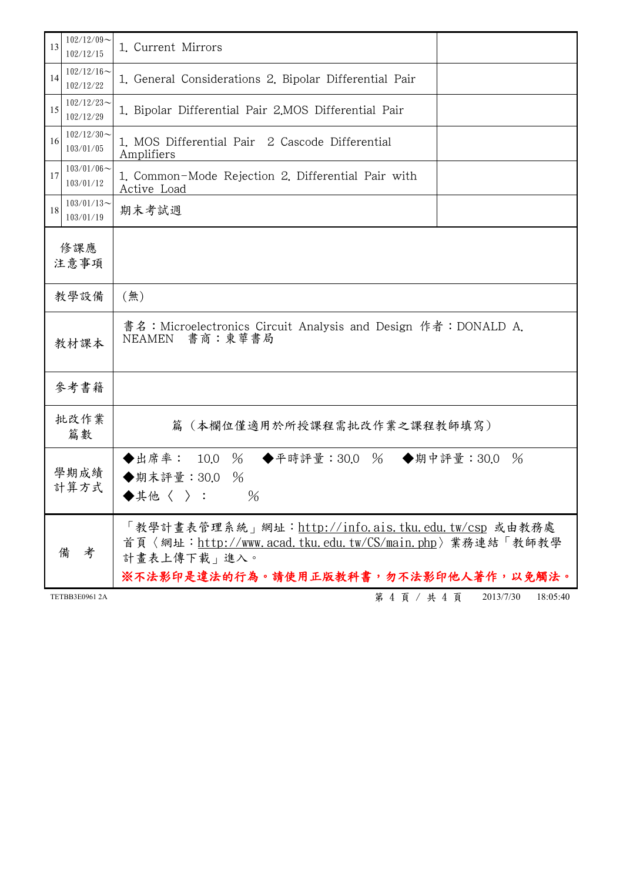| | | | |
|---|---|---|---|
| 13 | 102/12/09～<br>102/12/15 | 1. Current Mirrors | |
| 14 | 102/12/16～<br>102/12/22 | 1. General Considerations 2. Bipolar Differential Pair | |
| 15 | 102/12/23～<br>102/12/29 | 1. Bipolar Differential Pair 2.MOS Differential Pair | |
| 16 | 102/12/30～<br>103/01/05 | 1. MOS Differential Pair 2 Cascode Differential Amplifiers | |
| 17 | 103/01/06～<br>103/01/12 | 1. Common-Mode Rejection 2. Differential Pair with Active Load | |
| 18 | 103/01/13～<br>103/01/19 | 期末考試週 | |

| | |
|---|---|
| 修課應注意事項 | |
| 教學設備 | (無) |
| 教材課本 | 書名：Microelectronics Circuit Analysis and Design 作者：DONALD A. NEAMEN 書商：東華書局 |
| 參考書籍 | |
| 批改作業篇數 | 篇（本欄位僅適用於所授課程需批改作業之課程教師填寫） |
| 學期成績計算方式 | ◆出席率： 10.0 ％ ◆平時評量：30.0 ％ ◆期中評量：30.0 ％<br>◆期末評量：30.0 ％<br>◆其他〈 〉： ％ |
| 備 考 | 「教學計畫表管理系統」網址：http://info.ais.tku.edu.tw/csp 或由教務處首頁〈網址：http://www.acad.tku.edu.tw/CS/main.php〉業務連結「教師教學計畫表上傳下載」進入。<br>**※不法影印是違法的行為。請使用正版教科書，勿不法影印他人著作，以免觸法。** |

TETBB3E0961 2A 2013/7/30 18:05:40